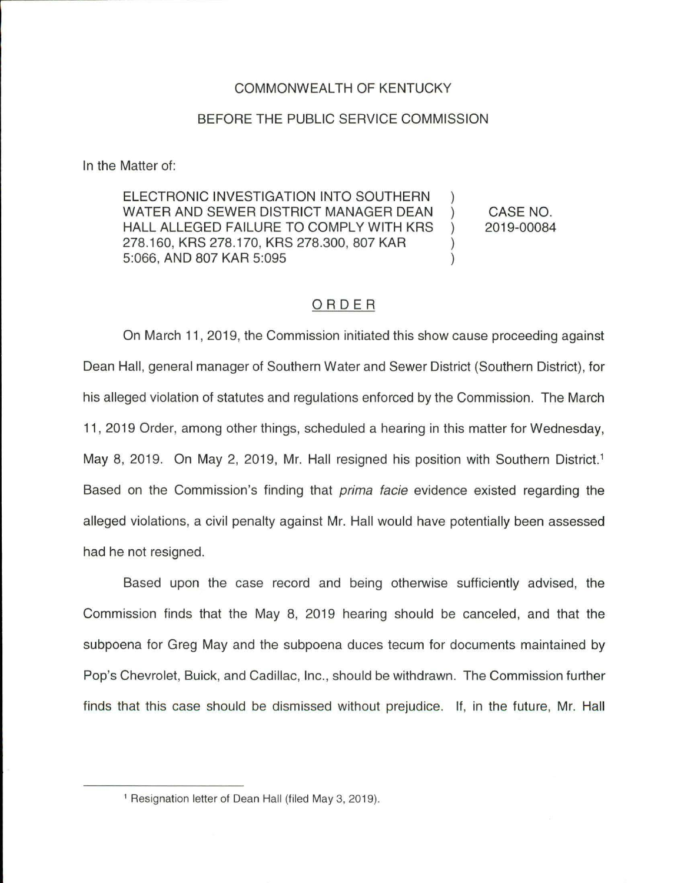COMMONWEALTH OF KENTUCKY

BEFORE THE PUBLIC SERVICE COMMISSION

In the Matter of:

| | | |
|---|---|---|
| ELECTRONIC INVESTIGATION INTO SOUTHERN WATER AND SEWER DISTRICT MANAGER DEAN HALL ALLEGED FAILURE TO COMPLY WITH KRS 278.160, KRS 278.170, KRS 278.300, 807 KAR 5:066, AND 807 KAR 5:095 | ) ) ) ) ) | CASE NO. 2019-00084 |

## ORDER

On March 11, 2019, the Commission initiated this show cause proceeding against Dean Hall, general manager of Southern Water and Sewer District (Southern District), for his alleged violation of statutes and regulations enforced by the Commission. The March 11, 2019 Order, among other things, scheduled a hearing in this matter for Wednesday, May 8, 2019. On May 2, 2019, Mr. Hall resigned his position with Southern District.[1] Based on the Commission's finding that *prima facie* evidence existed regarding the alleged violations, a civil penalty against Mr. Hall would have potentially been assessed had he not resigned.

Based upon the case record and being otherwise sufficiently advised, the Commission finds that the May 8, 2019 hearing should be canceled, and that the subpoena for Greg May and the subpoena duces tecum for documents maintained by Pop's Chevrolet, Buick, and Cadillac, Inc., should be withdrawn. The Commission further finds that this case should be dismissed without prejudice. If, in the future, Mr. Hall

[1] Resignation letter of Dean Hall (filed May 3, 2019).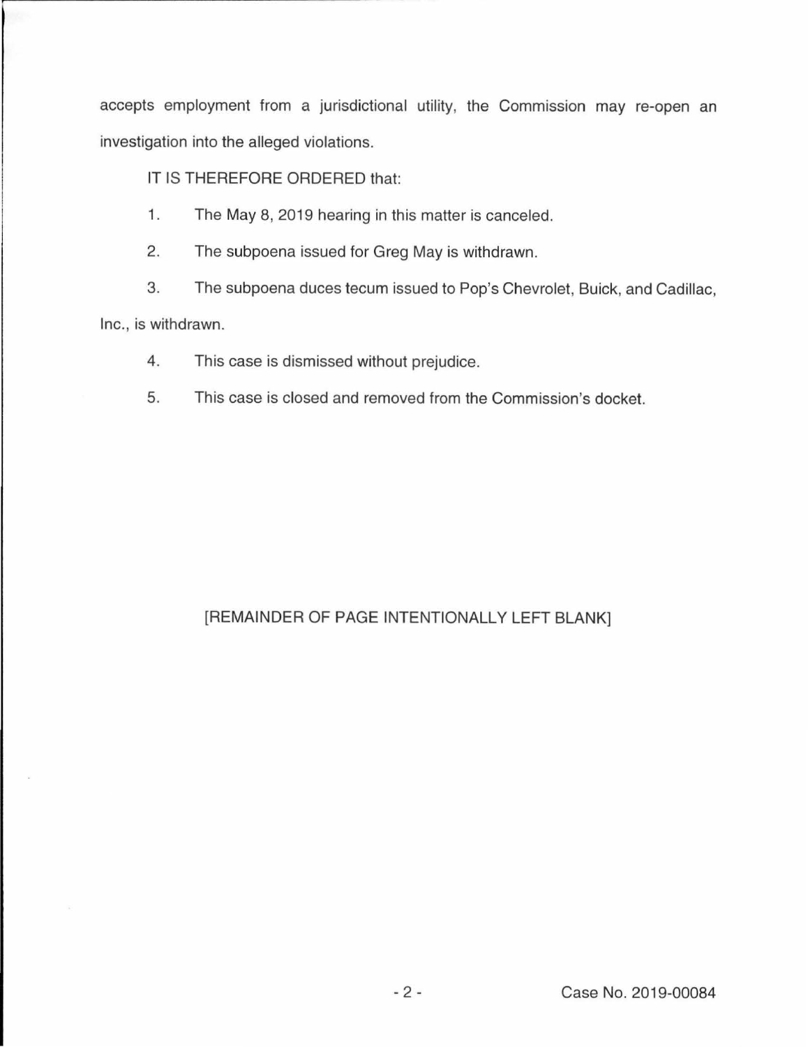accepts employment from a jurisdictional utility, the Commission may re-open an investigation into the alleged violations.

IT IS THEREFORE ORDERED that:

1. The May 8, 2019 hearing in this matter is canceled.

2. The subpoena issued for Greg May is withdrawn.

3. The subpoena duces tecum issued to Pop's Chevrolet, Buick, and Cadillac, Inc., is withdrawn.

4. This case is dismissed without prejudice.

5. This case is closed and removed from the Commission's docket.

[REMAINDER OF PAGE INTENTIONALLY LEFT BLANK]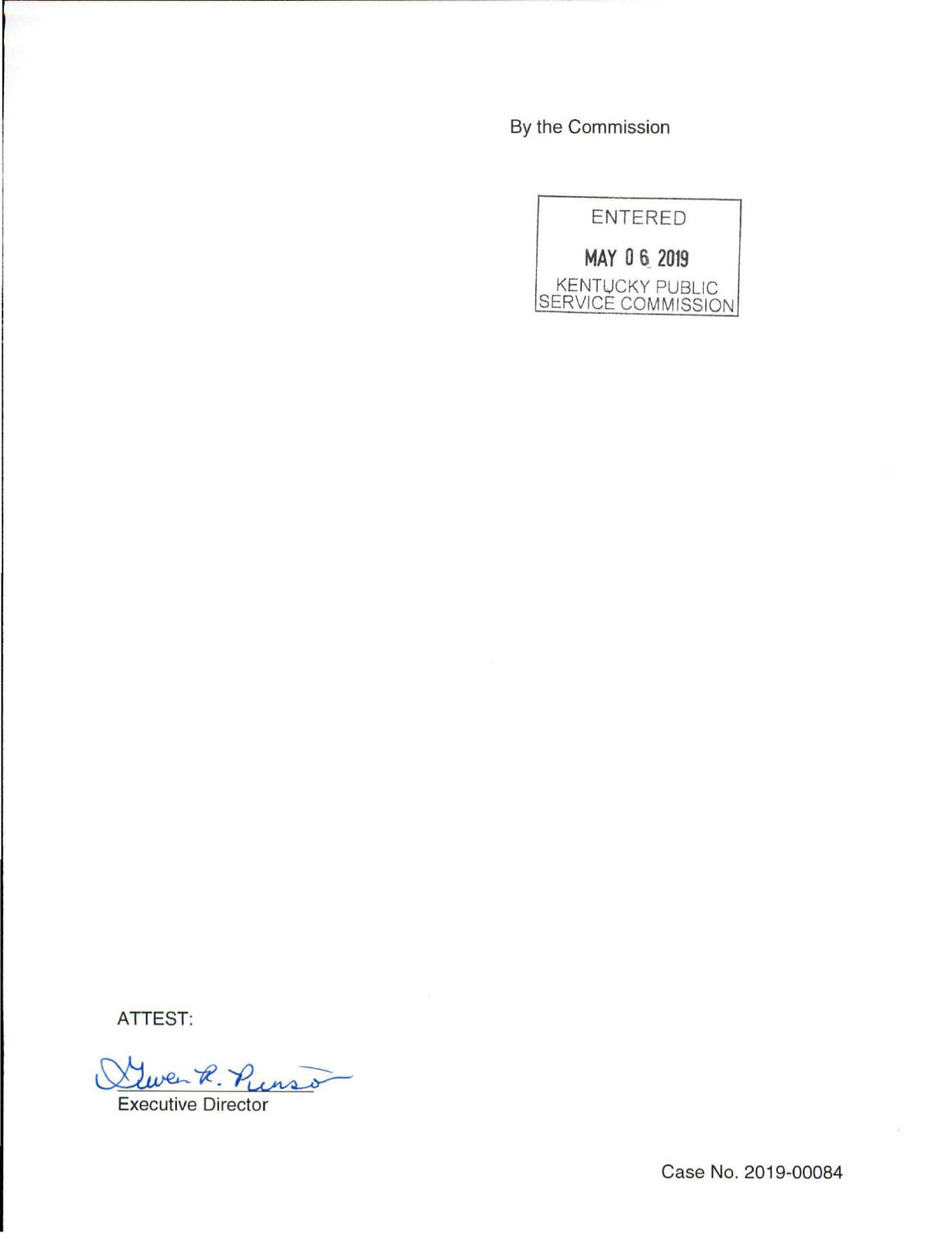By the Commission

ENTERED

MAY 06 2019

KENTUCKY PUBLIC SERVICE COMMISSION

ATTEST:

Gwen R. Pinson

Executive Director

Case No. 2019-00084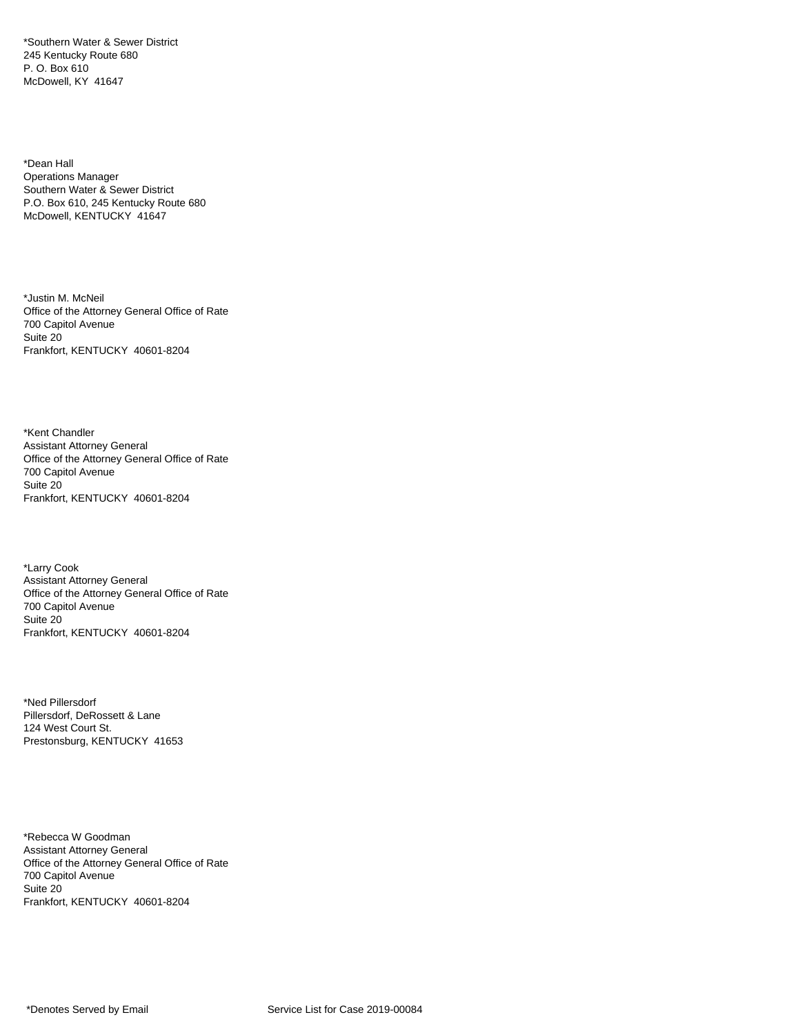*Southern Water & Sewer District
245 Kentucky Route 680
P. O. Box 610
McDowell, KY 41647

*Dean Hall
Operations Manager
Southern Water & Sewer District
P.O. Box 610, 245 Kentucky Route 680
McDowell, KENTUCKY 41647

*Justin M. McNeil
Office of the Attorney General Office of Rate
700 Capitol Avenue
Suite 20
Frankfort, KENTUCKY 40601-8204

*Kent Chandler
Assistant Attorney General
Office of the Attorney General Office of Rate
700 Capitol Avenue
Suite 20
Frankfort, KENTUCKY 40601-8204

*Larry Cook
Assistant Attorney General
Office of the Attorney General Office of Rate
700 Capitol Avenue
Suite 20
Frankfort, KENTUCKY 40601-8204

*Ned Pillersdorf
Pillersdorf, DeRossett & Lane
124 West Court St.
Prestonsburg, KENTUCKY 41653

*Rebecca W Goodman
Assistant Attorney General
Office of the Attorney General Office of Rate
700 Capitol Avenue
Suite 20
Frankfort, KENTUCKY 40601-8204

*Denotes Served by Email

Service List for Case 2019-00084